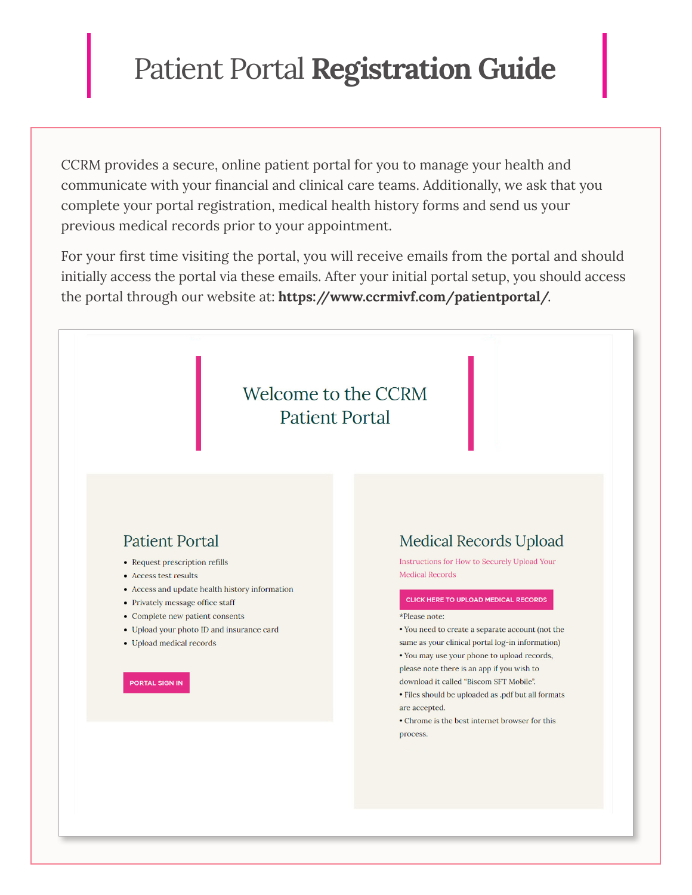# Patient Portal **Registration Guide**

CCRM provides a secure, online patient portal for you to manage your health and communicate with your financial and clinical care teams. Additionally, we ask that you complete your portal registration, medical health history forms and send us your previous medical records prior to your appointment.

For your first time visiting the portal, you will receive emails from the portal and should initially access the portal via these emails. After your initial portal setup, you should access the portal through our website at: **https://www.ccrmivf.com/patientportal/**.

## Welcome to the CCRM Patient Portal

### Patient Portal

- Request prescription refills
- Access test results
- Access and update health history information
- Privately message office staff
- Complete new patient consents
- Upload your photo ID and insurance card
- Upload medical records

PORTAL SIGN IN

### Medical Records Upload

Instructions for How to Securely Upload Your Medical Records

CLICK HERE TO UPLOAD MEDICAL RECORDS

*Please note:

• You need to create a separate account (not the same as your clinical portal log-in information)

• You may use your phone to upload records, please note there is an app if you wish to download it called "Biscom SFT Mobile".

• Files should be uploaded as .pdf but all formats are accepted.

• Chrome is the best internet browser for this process.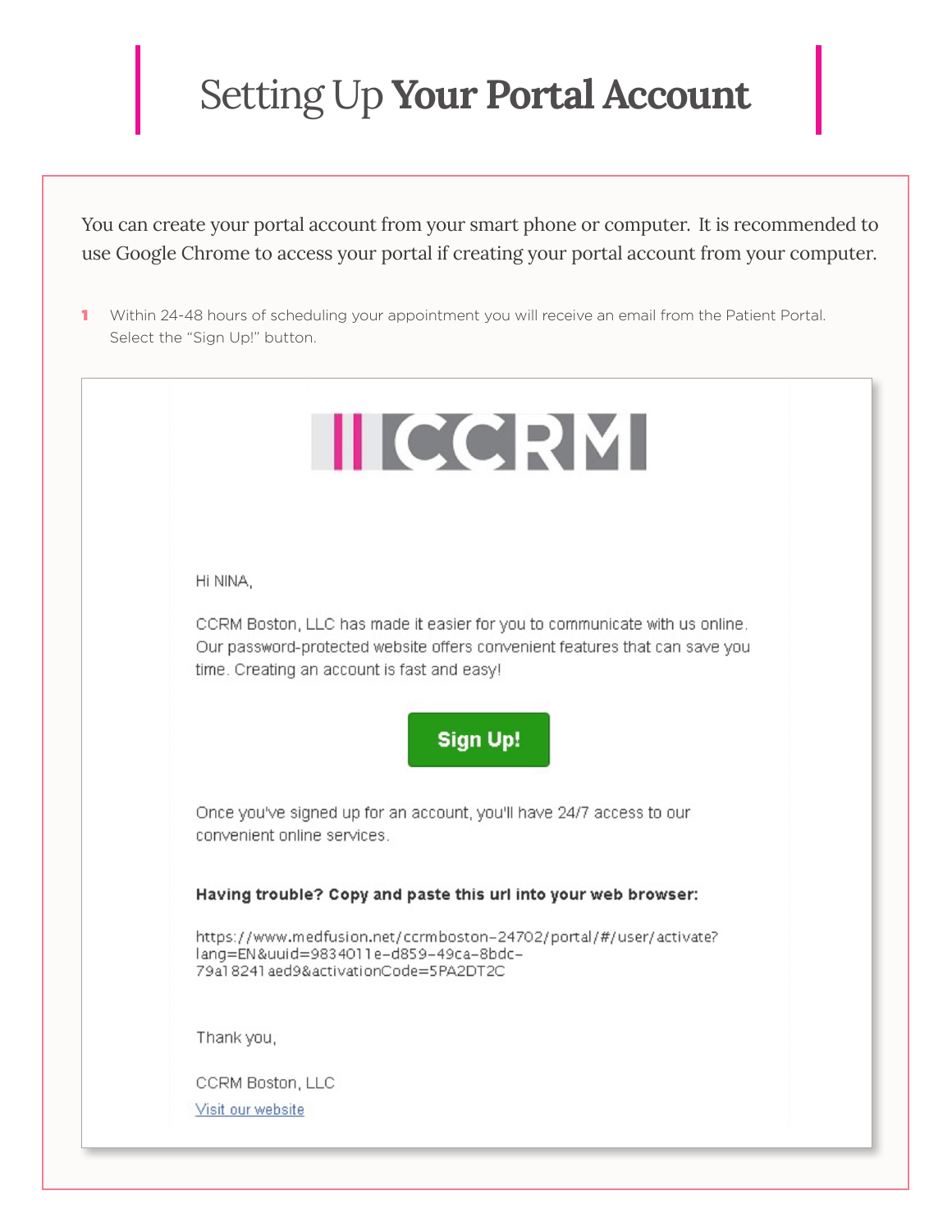# Setting Up **Your Portal Account**

You can create your portal account from your smart phone or computer. It is recommended to use Google Chrome to access your portal if creating your portal account from your computer.

1. Within 24-48 hours of scheduling your appointment you will receive an email from the Patient Portal. Select the "Sign Up!" button.

CCRM

Hi NINA,

CCRM Boston, LLC has made it easier for you to communicate with us online. Our password-protected website offers convenient features that can save you time. Creating an account is fast and easy!

Sign Up!

Once you've signed up for an account, you'll have 24/7 access to our convenient online services.

**Having trouble? Copy and paste this url into your web browser:**

https://www.medfusion.net/ccrmboston-24702/portal/#/user/activate?lang=EN&uuid=9834011e-d859-49ca-8bdc-79a18241aed9&activationCode=5PA2DT2C

Thank you,

CCRM Boston, LLC

Visit our website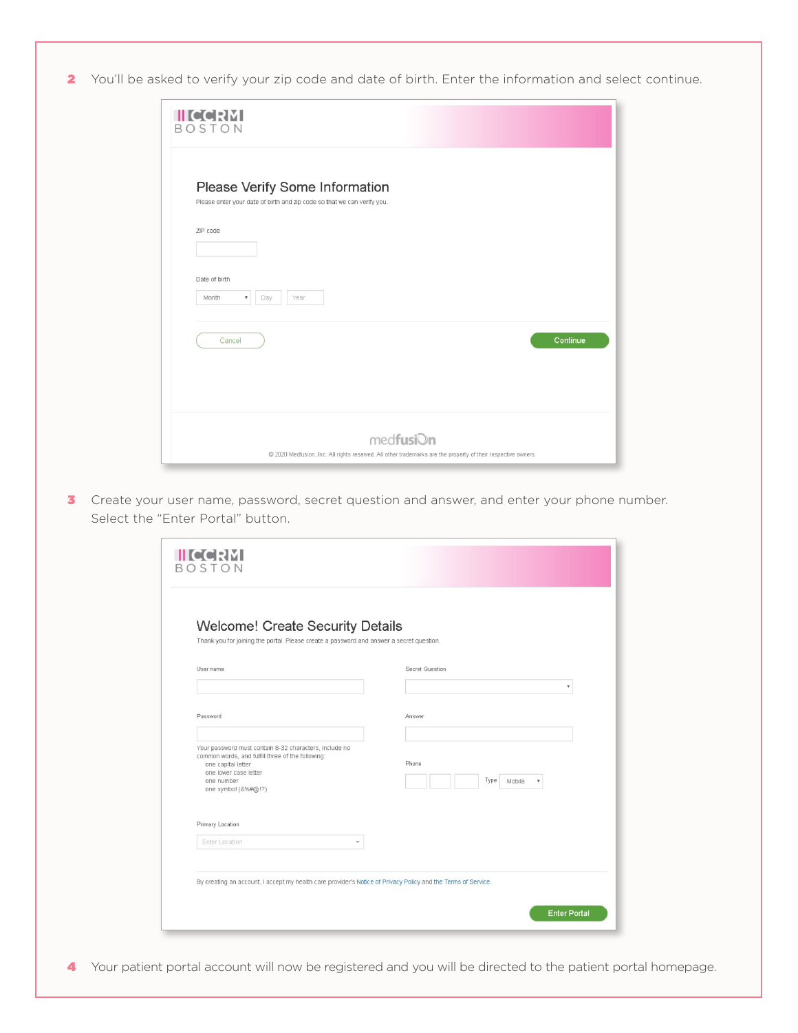2 You'll be asked to verify your zip code and date of birth. Enter the information and select continue.

CCRM BOSTON

## Please Verify Some Information

Please enter your date of birth and zip code so that we can verify you.

ZIP code

Date of birth

Month Day Year

Cancel Continue

medfusion

© 2020 Medfusion, Inc. All rights reserved. All other trademarks are the property of their respective owners.

3 Create your user name, password, secret question and answer, and enter your phone number. Select the "Enter Portal" button.

CCRM BOSTON

## Welcome! Create Security Details

Thank you for joining the portal. Please create a password and answer a secret question.

User name

Secret Question

Password

Answer

Your password must contain 8-32 characters, include no common words, and fulfill three of the following:
- one capital letter
- one lower case letter
- one number
- one symbol (&%#@!?)

Phone

Type Mobile

Primary Location

Enter Location

By creating an account, I accept my health care provider's Notice of Privacy Policy and the Terms of Service.

Enter Portal

4 Your patient portal account will now be registered and you will be directed to the patient portal homepage.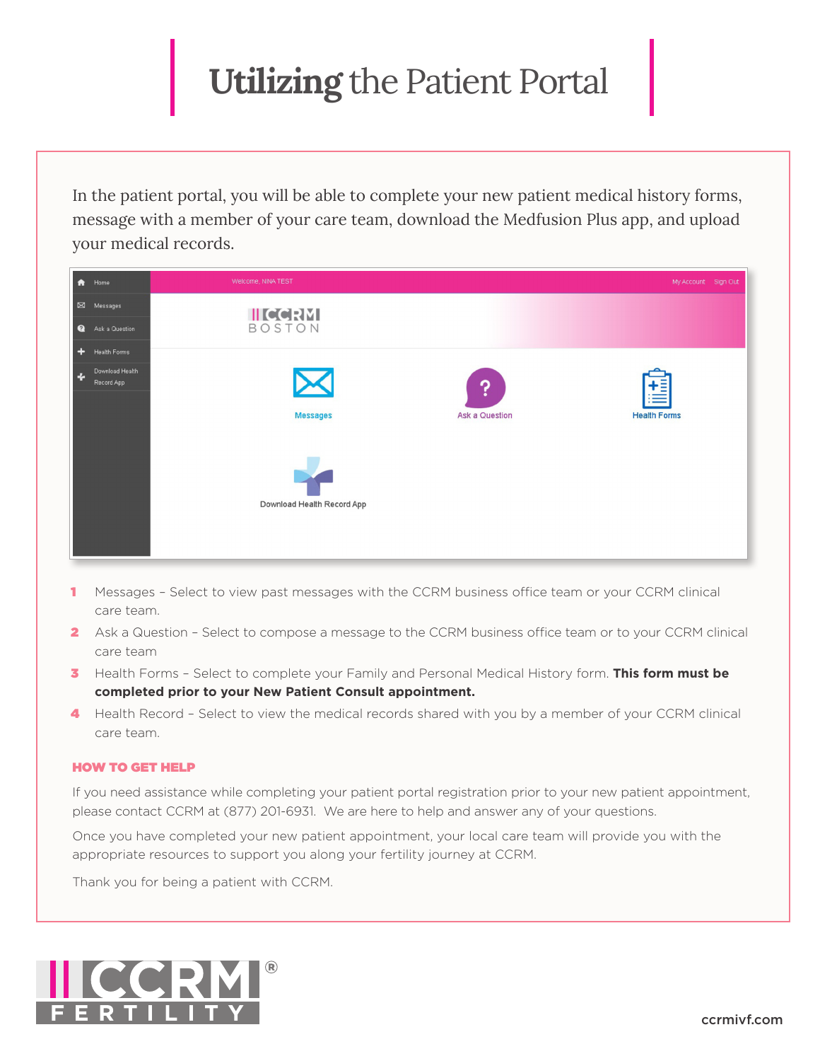# Utilizing the Patient Portal

In the patient portal, you will be able to complete your new patient medical history forms, message with a member of your care team, download the Medfusion Plus app, and upload your medical records.

1. Messages – Select to view past messages with the CCRM business office team or your CCRM clinical care team.
2. Ask a Question – Select to compose a message to the CCRM business office team or to your CCRM clinical care team
3. Health Forms – Select to complete your Family and Personal Medical History form. **This form must be completed prior to your New Patient Consult appointment.**
4. Health Record – Select to view the medical records shared with you by a member of your CCRM clinical care team.

### HOW TO GET HELP

If you need assistance while completing your patient portal registration prior to your new patient appointment, please contact CCRM at (877) 201-6931. We are here to help and answer any of your questions.

Once you have completed your new patient appointment, your local care team will provide you with the appropriate resources to support you along your fertility journey at CCRM.

Thank you for being a patient with CCRM.

CCRM® FERTILITY

ccrmivf.com